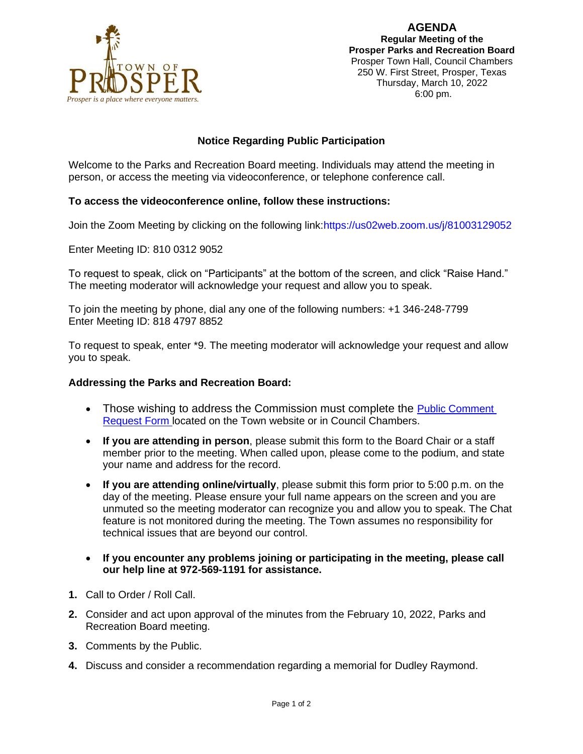TOWN OF PROSPER

*Prosper is a place where everyone matters.*

# AGENDA

**Regular Meeting of the**
**Prosper Parks and Recreation Board**
Prosper Town Hall, Council Chambers
250 W. First Street, Prosper, Texas
Thursday, March 10, 2022
6:00 pm.

## Notice Regarding Public Participation

Welcome to the Parks and Recreation Board meeting. Individuals may attend the meeting in person, or access the meeting via videoconference, or telephone conference call.

**To access the videoconference online, follow these instructions:**

Join the Zoom Meeting by clicking on the following link:https://us02web.zoom.us/j/81003129052

Enter Meeting ID: 810 0312 9052

To request to speak, click on "Participants" at the bottom of the screen, and click "Raise Hand." The meeting moderator will acknowledge your request and allow you to speak.

To join the meeting by phone, dial any one of the following numbers: +1 346-248-7799
Enter Meeting ID: 818 4797 8852

To request to speak, enter *9. The meeting moderator will acknowledge your request and allow you to speak.

**Addressing the Parks and Recreation Board:**

- Those wishing to address the Commission must complete the Public Comment Request Form located on the Town website or in Council Chambers.
- **If you are attending in person**, please submit this form to the Board Chair or a staff member prior to the meeting. When called upon, please come to the podium, and state your name and address for the record.
- **If you are attending online/virtually**, please submit this form prior to 5:00 p.m. on the day of the meeting. Please ensure your full name appears on the screen and you are unmuted so the meeting moderator can recognize you and allow you to speak. The Chat feature is not monitored during the meeting. The Town assumes no responsibility for technical issues that are beyond our control.
- **If you encounter any problems joining or participating in the meeting, please call our help line at 972-569-1191 for assistance.**

1. Call to Order / Roll Call.
2. Consider and act upon approval of the minutes from the February 10, 2022, Parks and Recreation Board meeting.
3. Comments by the Public.
4. Discuss and consider a recommendation regarding a memorial for Dudley Raymond.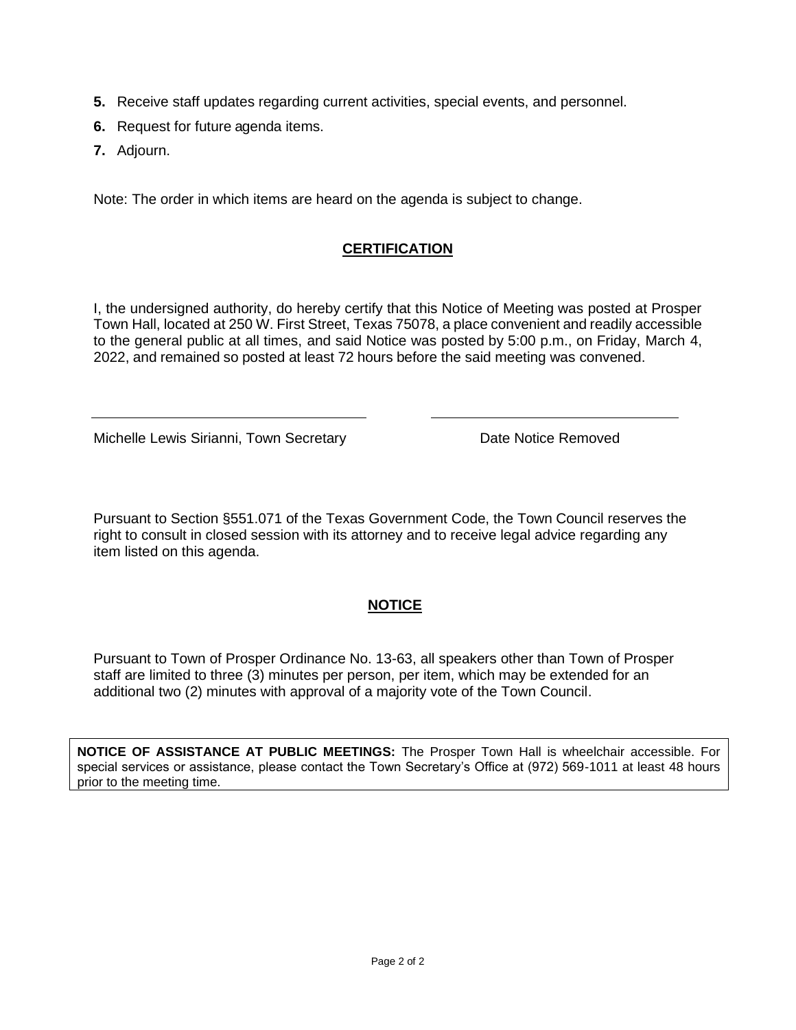5. Receive staff updates regarding current activities, special events, and personnel.
6. Request for future agenda items.
7. Adjourn.

Note: The order in which items are heard on the agenda is subject to change.

## CERTIFICATION

I, the undersigned authority, do hereby certify that this Notice of Meeting was posted at Prosper Town Hall, located at 250 W. First Street, Texas 75078, a place convenient and readily accessible to the general public at all times, and said Notice was posted by 5:00 p.m., on Friday, March 4, 2022, and remained so posted at least 72 hours before the said meeting was convened.

Michelle Lewis Sirianni, Town Secretary

Date Notice Removed

Pursuant to Section §551.071 of the Texas Government Code, the Town Council reserves the right to consult in closed session with its attorney and to receive legal advice regarding any item listed on this agenda.

## NOTICE

Pursuant to Town of Prosper Ordinance No. 13-63, all speakers other than Town of Prosper staff are limited to three (3) minutes per person, per item, which may be extended for an additional two (2) minutes with approval of a majority vote of the Town Council.

**NOTICE OF ASSISTANCE AT PUBLIC MEETINGS:** The Prosper Town Hall is wheelchair accessible. For special services or assistance, please contact the Town Secretary's Office at (972) 569-1011 at least 48 hours prior to the meeting time.